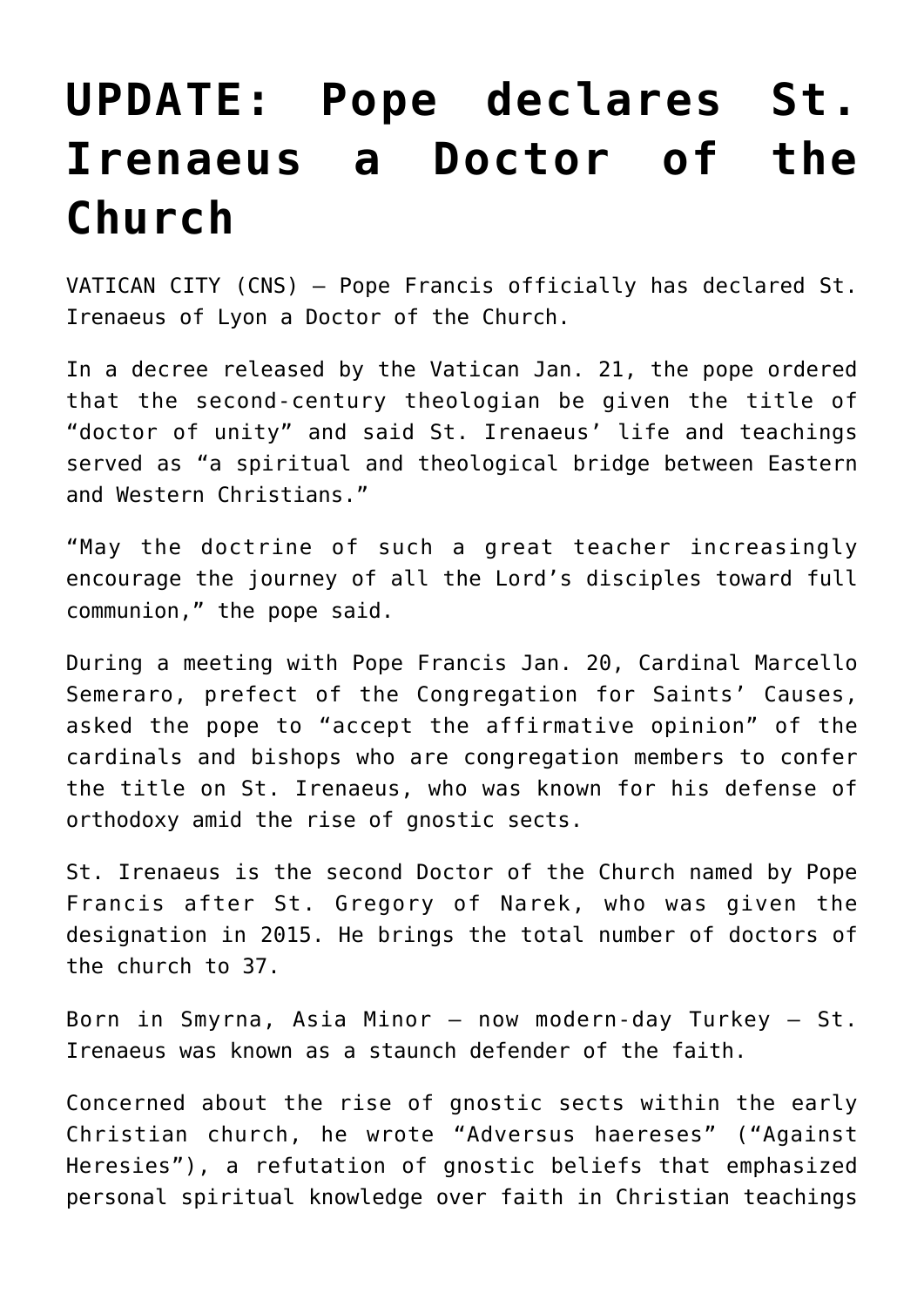# UPDATE: Pope declares St. Irenaeus a Doctor of the Church

VATICAN CITY (CNS) — Pope Francis officially has declared St. Irenaeus of Lyon a Doctor of the Church.

In a decree released by the Vatican Jan. 21, the pope ordered that the second-century theologian be given the title of "doctor of unity" and said St. Irenaeus' life and teachings served as "a spiritual and theological bridge between Eastern and Western Christians."

"May the doctrine of such a great teacher increasingly encourage the journey of all the Lord's disciples toward full communion," the pope said.

During a meeting with Pope Francis Jan. 20, Cardinal Marcello Semeraro, prefect of the Congregation for Saints' Causes, asked the pope to "accept the affirmative opinion" of the cardinals and bishops who are congregation members to confer the title on St. Irenaeus, who was known for his defense of orthodoxy amid the rise of gnostic sects.

St. Irenaeus is the second Doctor of the Church named by Pope Francis after St. Gregory of Narek, who was given the designation in 2015. He brings the total number of doctors of the church to 37.

Born in Smyrna, Asia Minor — now modern-day Turkey — St. Irenaeus was known as a staunch defender of the faith.

Concerned about the rise of gnostic sects within the early Christian church, he wrote "Adversus haereses" ("Against Heresies"), a refutation of gnostic beliefs that emphasized personal spiritual knowledge over faith in Christian teachings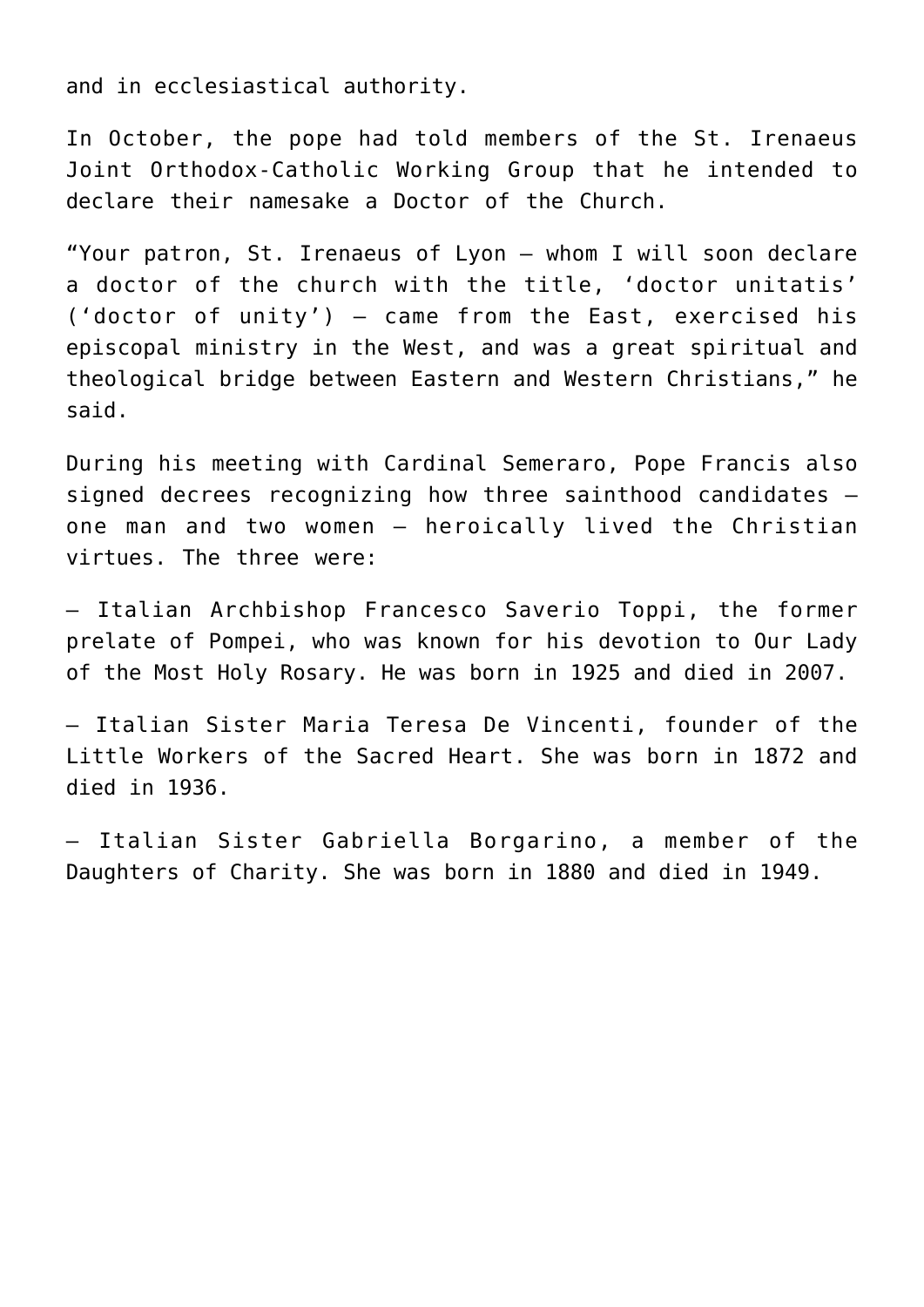and in ecclesiastical authority.

In October, the pope had told members of the St. Irenaeus Joint Orthodox-Catholic Working Group that he intended to declare their namesake a Doctor of the Church.

"Your patron, St. Irenaeus of Lyon — whom I will soon declare a doctor of the church with the title, 'doctor unitatis' ('doctor of unity') — came from the East, exercised his episcopal ministry in the West, and was a great spiritual and theological bridge between Eastern and Western Christians," he said.

During his meeting with Cardinal Semeraro, Pope Francis also signed decrees recognizing how three sainthood candidates — one man and two women — heroically lived the Christian virtues. The three were:

— Italian Archbishop Francesco Saverio Toppi, the former prelate of Pompei, who was known for his devotion to Our Lady of the Most Holy Rosary. He was born in 1925 and died in 2007.

— Italian Sister Maria Teresa De Vincenti, founder of the Little Workers of the Sacred Heart. She was born in 1872 and died in 1936.

— Italian Sister Gabriella Borgarino, a member of the Daughters of Charity. She was born in 1880 and died in 1949.